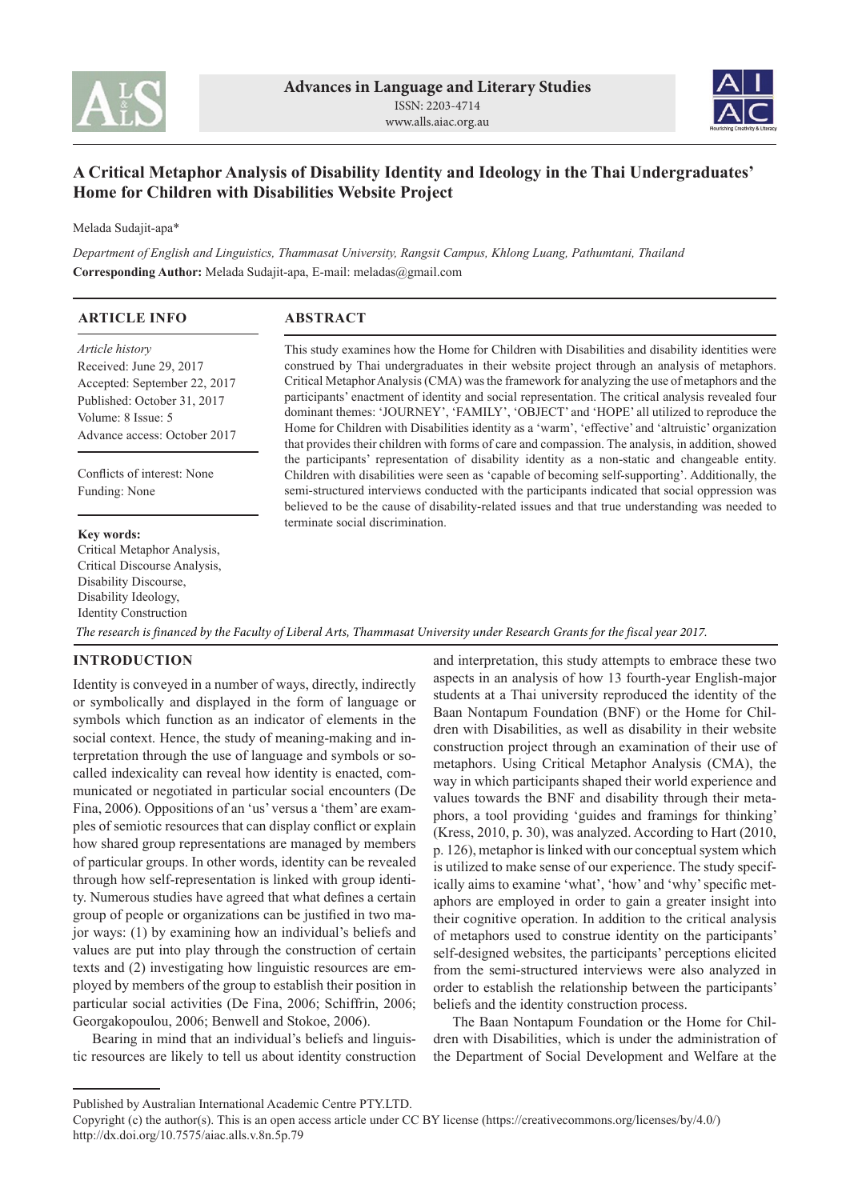# A Critical Metaphor Analysis of Disability Identity and Ideology in the Thai Undergraduates' Home for Children with Disabilities Website Project

Melada Sudajit-apa*

*Department of English and Linguistics, Thammasat University, Rangsit Campus, Khlong Luang, Pathumtani, Thailand*
**Corresponding Author:** Melada Sudajit-apa, E-mail: meladas@gmail.com

## ARTICLE INFO

*Article history*
Received: June 29, 2017
Accepted: September 22, 2017
Published: October 31, 2017
Volume: 8 Issue: 5
Advance access: October 2017

Conflicts of interest: None
Funding: None

**Key words:**
Critical Metaphor Analysis,
Critical Discourse Analysis,
Disability Discourse,
Disability Ideology,
Identity Construction

## ABSTRACT

This study examines how the Home for Children with Disabilities and disability identities were construed by Thai undergraduates in their website project through an analysis of metaphors. Critical Metaphor Analysis (CMA) was the framework for analyzing the use of metaphors and the participants' enactment of identity and social representation. The critical analysis revealed four dominant themes: 'JOURNEY', 'FAMILY', 'OBJECT' and 'HOPE' all utilized to reproduce the Home for Children with Disabilities identity as a 'warm', 'effective' and 'altruistic' organization that provides their children with forms of care and compassion. The analysis, in addition, showed the participants' representation of disability identity as a non-static and changeable entity. Children with disabilities were seen as 'capable of becoming self-supporting'. Additionally, the semi-structured interviews conducted with the participants indicated that social oppression was believed to be the cause of disability-related issues and that true understanding was needed to terminate social discrimination.

*The research is financed by the Faculty of Liberal Arts, Thammasat University under Research Grants for the fiscal year 2017.*

## INTRODUCTION

Identity is conveyed in a number of ways, directly, indirectly or symbolically and displayed in the form of language or symbols which function as an indicator of elements in the social context. Hence, the study of meaning-making and interpretation through the use of language and symbols or so-called indexicality can reveal how identity is enacted, communicated or negotiated in particular social encounters (De Fina, 2006). Oppositions of an 'us' versus a 'them' are examples of semiotic resources that can display conflict or explain how shared group representations are managed by members of particular groups. In other words, identity can be revealed through how self-representation is linked with group identity. Numerous studies have agreed that what defines a certain group of people or organizations can be justified in two major ways: (1) by examining how an individual's beliefs and values are put into play through the construction of certain texts and (2) investigating how linguistic resources are employed by members of the group to establish their position in particular social activities (De Fina, 2006; Schiffrin, 2006; Georgakopoulou, 2006; Benwell and Stokoe, 2006).

Bearing in mind that an individual's beliefs and linguistic resources are likely to tell us about identity construction and interpretation, this study attempts to embrace these two aspects in an analysis of how 13 fourth-year English-major students at a Thai university reproduced the identity of the Baan Nontapum Foundation (BNF) or the Home for Children with Disabilities, as well as disability in their website construction project through an examination of their use of metaphors. Using Critical Metaphor Analysis (CMA), the way in which participants shaped their world experience and values towards the BNF and disability through their metaphors, a tool providing 'guides and framings for thinking' (Kress, 2010, p. 30), was analyzed. According to Hart (2010, p. 126), metaphor is linked with our conceptual system which is utilized to make sense of our experience. The study specifically aims to examine 'what', 'how' and 'why' specific metaphors are employed in order to gain a greater insight into their cognitive operation. In addition to the critical analysis of metaphors used to construe identity on the participants' self-designed websites, the participants' perceptions elicited from the semi-structured interviews were also analyzed in order to establish the relationship between the participants' beliefs and the identity construction process.

The Baan Nontapum Foundation or the Home for Children with Disabilities, which is under the administration of the Department of Social Development and Welfare at the

Published by Australian International Academic Centre PTY.LTD.
Copyright (c) the author(s). This is an open access article under CC BY license (https://creativecommons.org/licenses/by/4.0/)
http://dx.doi.org/10.7575/aiac.alls.v.8n.5p.79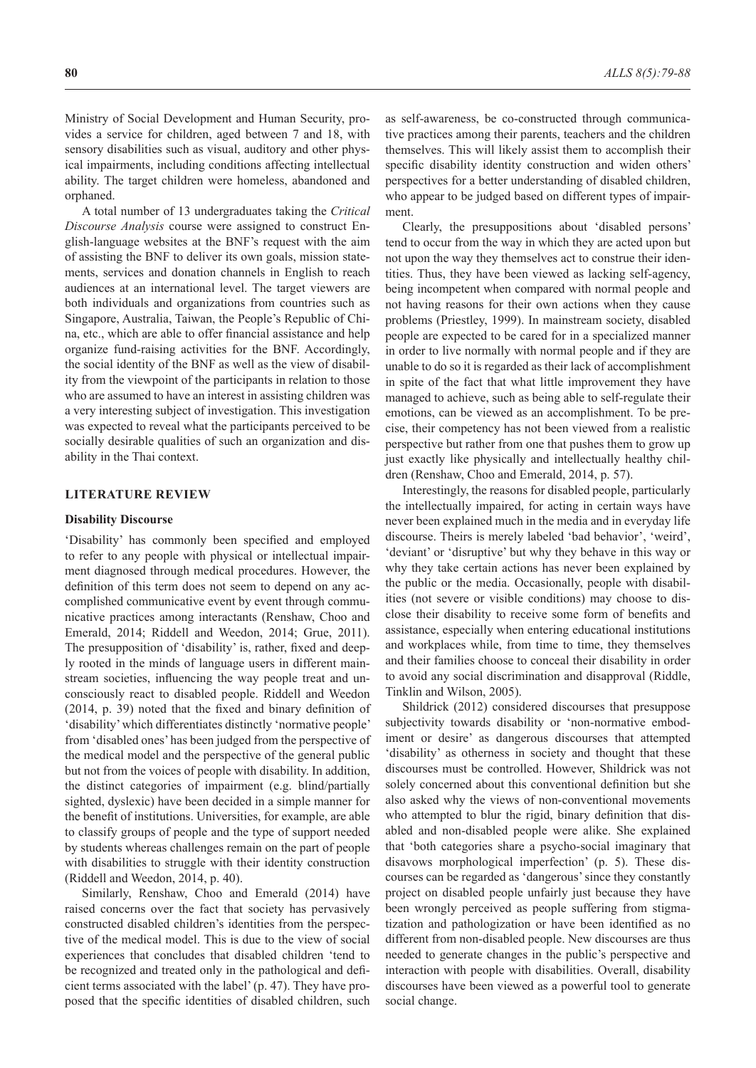Ministry of Social Development and Human Security, provides a service for children, aged between 7 and 18, with sensory disabilities such as visual, auditory and other physical impairments, including conditions affecting intellectual ability. The target children were homeless, abandoned and orphaned.

A total number of 13 undergraduates taking the *Critical Discourse Analysis* course were assigned to construct English-language websites at the BNF's request with the aim of assisting the BNF to deliver its own goals, mission statements, services and donation channels in English to reach audiences at an international level. The target viewers are both individuals and organizations from countries such as Singapore, Australia, Taiwan, the People's Republic of China, etc., which are able to offer financial assistance and help organize fund-raising activities for the BNF. Accordingly, the social identity of the BNF as well as the view of disability from the viewpoint of the participants in relation to those who are assumed to have an interest in assisting children was a very interesting subject of investigation. This investigation was expected to reveal what the participants perceived to be socially desirable qualities of such an organization and disability in the Thai context.

## LITERATURE REVIEW

### Disability Discourse

'Disability' has commonly been specified and employed to refer to any people with physical or intellectual impairment diagnosed through medical procedures. However, the definition of this term does not seem to depend on any accomplished communicative event by event through communicative practices among interactants (Renshaw, Choo and Emerald, 2014; Riddell and Weedon, 2014; Grue, 2011). The presupposition of 'disability' is, rather, fixed and deeply rooted in the minds of language users in different mainstream societies, influencing the way people treat and unconsciously react to disabled people. Riddell and Weedon (2014, p. 39) noted that the fixed and binary definition of 'disability' which differentiates distinctly 'normative people' from 'disabled ones' has been judged from the perspective of the medical model and the perspective of the general public but not from the voices of people with disability. In addition, the distinct categories of impairment (e.g. blind/partially sighted, dyslexic) have been decided in a simple manner for the benefit of institutions. Universities, for example, are able to classify groups of people and the type of support needed by students whereas challenges remain on the part of people with disabilities to struggle with their identity construction (Riddell and Weedon, 2014, p. 40).

Similarly, Renshaw, Choo and Emerald (2014) have raised concerns over the fact that society has pervasively constructed disabled children's identities from the perspective of the medical model. This is due to the view of social experiences that concludes that disabled children 'tend to be recognized and treated only in the pathological and deficient terms associated with the label' (p. 47). They have proposed that the specific identities of disabled children, such as self-awareness, be co-constructed through communicative practices among their parents, teachers and the children themselves. This will likely assist them to accomplish their specific disability identity construction and widen others' perspectives for a better understanding of disabled children, who appear to be judged based on different types of impairment.

Clearly, the presuppositions about 'disabled persons' tend to occur from the way in which they are acted upon but not upon the way they themselves act to construe their identities. Thus, they have been viewed as lacking self-agency, being incompetent when compared with normal people and not having reasons for their own actions when they cause problems (Priestley, 1999). In mainstream society, disabled people are expected to be cared for in a specialized manner in order to live normally with normal people and if they are unable to do so it is regarded as their lack of accomplishment in spite of the fact that what little improvement they have managed to achieve, such as being able to self-regulate their emotions, can be viewed as an accomplishment. To be precise, their competency has not been viewed from a realistic perspective but rather from one that pushes them to grow up just exactly like physically and intellectually healthy children (Renshaw, Choo and Emerald, 2014, p. 57).

Interestingly, the reasons for disabled people, particularly the intellectually impaired, for acting in certain ways have never been explained much in the media and in everyday life discourse. Theirs is merely labeled 'bad behavior', 'weird', 'deviant' or 'disruptive' but why they behave in this way or why they take certain actions has never been explained by the public or the media. Occasionally, people with disabilities (not severe or visible conditions) may choose to disclose their disability to receive some form of benefits and assistance, especially when entering educational institutions and workplaces while, from time to time, they themselves and their families choose to conceal their disability in order to avoid any social discrimination and disapproval (Riddle, Tinklin and Wilson, 2005).

Shildrick (2012) considered discourses that presuppose subjectivity towards disability or 'non-normative embodiment or desire' as dangerous discourses that attempted 'disability' as otherness in society and thought that these discourses must be controlled. However, Shildrick was not solely concerned about this conventional definition but she also asked why the views of non-conventional movements who attempted to blur the rigid, binary definition that disabled and non-disabled people were alike. She explained that 'both categories share a psycho-social imaginary that disavows morphological imperfection' (p. 5). These discourses can be regarded as 'dangerous' since they constantly project on disabled people unfairly just because they have been wrongly perceived as people suffering from stigmatization and pathologization or have been identified as no different from non-disabled people. New discourses are thus needed to generate changes in the public's perspective and interaction with people with disabilities. Overall, disability discourses have been viewed as a powerful tool to generate social change.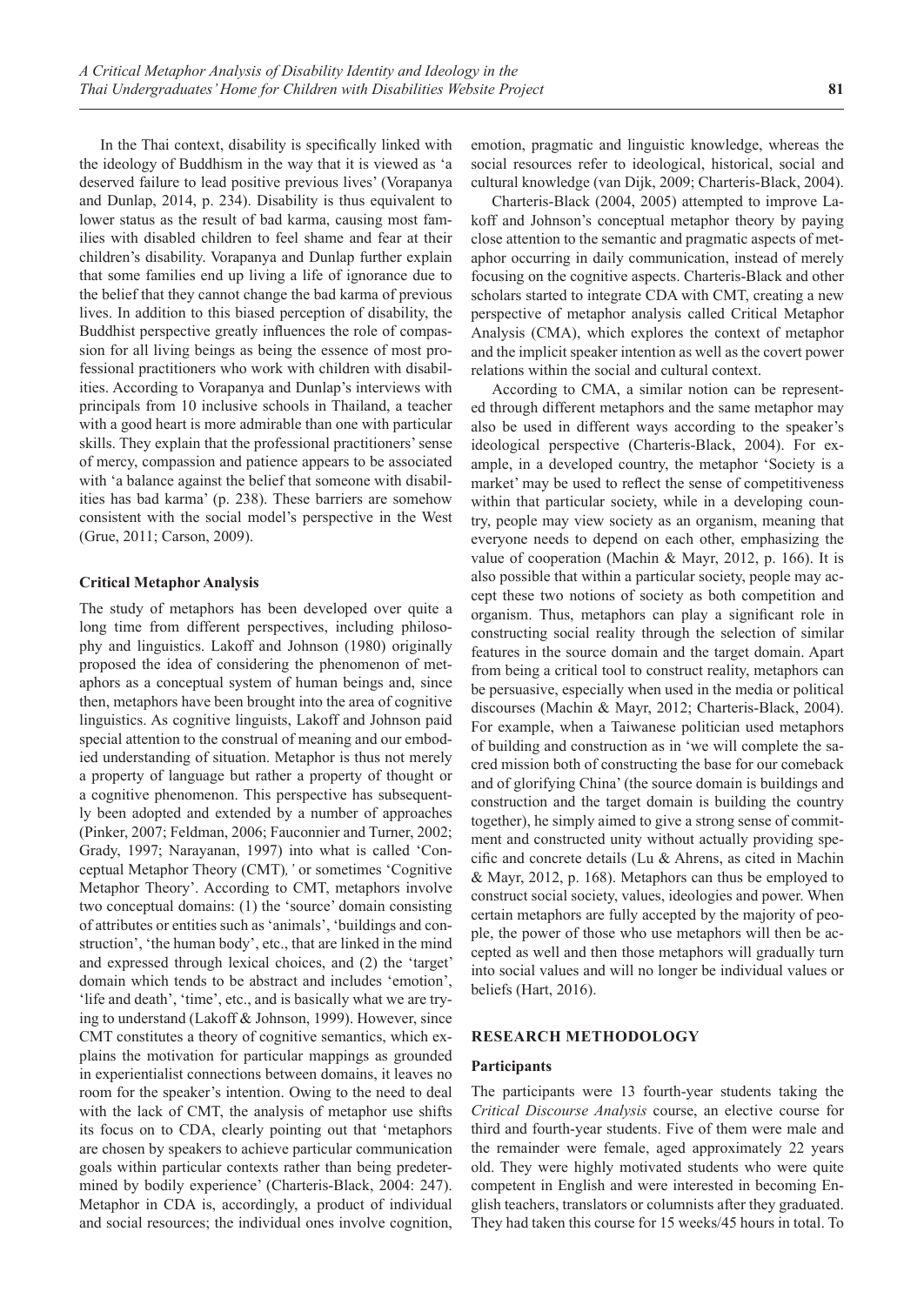In the Thai context, disability is specifically linked with the ideology of Buddhism in the way that it is viewed as 'a deserved failure to lead positive previous lives' (Vorapanya and Dunlap, 2014, p. 234). Disability is thus equivalent to lower status as the result of bad karma, causing most families with disabled children to feel shame and fear at their children's disability. Vorapanya and Dunlap further explain that some families end up living a life of ignorance due to the belief that they cannot change the bad karma of previous lives. In addition to this biased perception of disability, the Buddhist perspective greatly influences the role of compassion for all living beings as being the essence of most professional practitioners who work with children with disabilities. According to Vorapanya and Dunlap's interviews with principals from 10 inclusive schools in Thailand, a teacher with a good heart is more admirable than one with particular skills. They explain that the professional practitioners' sense of mercy, compassion and patience appears to be associated with 'a balance against the belief that someone with disabilities has bad karma' (p. 238). These barriers are somehow consistent with the social model's perspective in the West (Grue, 2011; Carson, 2009).

### Critical Metaphor Analysis

The study of metaphors has been developed over quite a long time from different perspectives, including philosophy and linguistics. Lakoff and Johnson (1980) originally proposed the idea of considering the phenomenon of metaphors as a conceptual system of human beings and, since then, metaphors have been brought into the area of cognitive linguistics. As cognitive linguists, Lakoff and Johnson paid special attention to the construal of meaning and our embodied understanding of situation. Metaphor is thus not merely a property of language but rather a property of thought or a cognitive phenomenon. This perspective has subsequently been adopted and extended by a number of approaches (Pinker, 2007; Feldman, 2006; Fauconnier and Turner, 2002; Grady, 1997; Narayanan, 1997) into what is called 'Conceptual Metaphor Theory (CMT)*,'* or sometimes 'Cognitive Metaphor Theory'. According to CMT, metaphors involve two conceptual domains: (1) the 'source' domain consisting of attributes or entities such as 'animals', 'buildings and construction', 'the human body', etc., that are linked in the mind and expressed through lexical choices, and (2) the 'target' domain which tends to be abstract and includes 'emotion', 'life and death', 'time', etc., and is basically what we are trying to understand (Lakoff & Johnson, 1999). However, since CMT constitutes a theory of cognitive semantics, which explains the motivation for particular mappings as grounded in experientialist connections between domains, it leaves no room for the speaker's intention. Owing to the need to deal with the lack of CMT, the analysis of metaphor use shifts its focus on to CDA, clearly pointing out that 'metaphors are chosen by speakers to achieve particular communication goals within particular contexts rather than being predetermined by bodily experience' (Charteris-Black, 2004: 247). Metaphor in CDA is, accordingly, a product of individual and social resources; the individual ones involve cognition, emotion, pragmatic and linguistic knowledge, whereas the social resources refer to ideological, historical, social and cultural knowledge (van Dijk, 2009; Charteris-Black, 2004).

Charteris-Black (2004, 2005) attempted to improve Lakoff and Johnson's conceptual metaphor theory by paying close attention to the semantic and pragmatic aspects of metaphor occurring in daily communication, instead of merely focusing on the cognitive aspects. Charteris-Black and other scholars started to integrate CDA with CMT, creating a new perspective of metaphor analysis called Critical Metaphor Analysis (CMA), which explores the context of metaphor and the implicit speaker intention as well as the covert power relations within the social and cultural context.

According to CMA, a similar notion can be represented through different metaphors and the same metaphor may also be used in different ways according to the speaker's ideological perspective (Charteris-Black, 2004). For example, in a developed country, the metaphor 'Society is a market' may be used to reflect the sense of competitiveness within that particular society, while in a developing country, people may view society as an organism, meaning that everyone needs to depend on each other, emphasizing the value of cooperation (Machin & Mayr, 2012, p. 166). It is also possible that within a particular society, people may accept these two notions of society as both competition and organism. Thus, metaphors can play a significant role in constructing social reality through the selection of similar features in the source domain and the target domain. Apart from being a critical tool to construct reality, metaphors can be persuasive, especially when used in the media or political discourses (Machin & Mayr, 2012; Charteris-Black, 2004). For example, when a Taiwanese politician used metaphors of building and construction as in 'we will complete the sacred mission both of constructing the base for our comeback and of glorifying China' (the source domain is buildings and construction and the target domain is building the country together), he simply aimed to give a strong sense of commitment and constructed unity without actually providing specific and concrete details (Lu & Ahrens, as cited in Machin & Mayr, 2012, p. 168). Metaphors can thus be employed to construct social society, values, ideologies and power. When certain metaphors are fully accepted by the majority of people, the power of those who use metaphors will then be accepted as well and then those metaphors will gradually turn into social values and will no longer be individual values or beliefs (Hart, 2016).

## RESEARCH METHODOLOGY

### Participants

The participants were 13 fourth-year students taking the *Critical Discourse Analysis* course, an elective course for third and fourth-year students. Five of them were male and the remainder were female, aged approximately 22 years old. They were highly motivated students who were quite competent in English and were interested in becoming English teachers, translators or columnists after they graduated. They had taken this course for 15 weeks/45 hours in total. To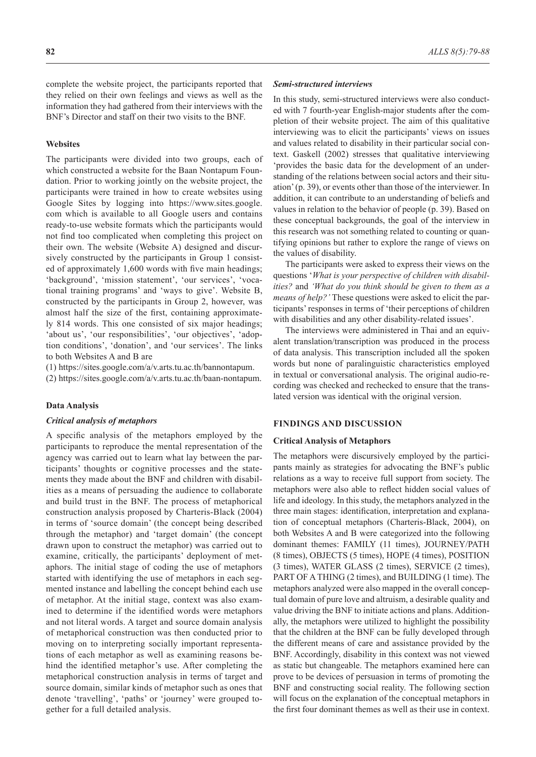complete the website project, the participants reported that they relied on their own feelings and views as well as the information they had gathered from their interviews with the BNF's Director and staff on their two visits to the BNF.

### Websites

The participants were divided into two groups, each of which constructed a website for the Baan Nontapum Foundation. Prior to working jointly on the website project, the participants were trained in how to create websites using Google Sites by logging into https://www.sites.google.com which is available to all Google users and contains ready-to-use website formats which the participants would not find too complicated when completing this project on their own. The website (Website A) designed and discursively constructed by the participants in Group 1 consisted of approximately 1,600 words with five main headings; 'background', 'mission statement', 'our services', 'vocational training programs' and 'ways to give'. Website B, constructed by the participants in Group 2, however, was almost half the size of the first, containing approximately 814 words. This one consisted of six major headings; 'about us', 'our responsibilities', 'our objectives', 'adoption conditions', 'donation', and 'our services'. The links to both Websites A and B are

(1) https://sites.google.com/a/v.arts.tu.ac.th/bannontapum.
(2) https://sites.google.com/a/v.arts.tu.ac.th/baan-nontapum.

### Data Analysis

#### *Critical analysis of metaphors*

A specific analysis of the metaphors employed by the participants to reproduce the mental representation of the agency was carried out to learn what lay between the participants' thoughts or cognitive processes and the statements they made about the BNF and children with disabilities as a means of persuading the audience to collaborate and build trust in the BNF. The process of metaphorical construction analysis proposed by Charteris-Black (2004) in terms of 'source domain' (the concept being described through the metaphor) and 'target domain' (the concept drawn upon to construct the metaphor) was carried out to examine, critically, the participants' deployment of metaphors. The initial stage of coding the use of metaphors started with identifying the use of metaphors in each segmented instance and labelling the concept behind each use of metaphor. At the initial stage, context was also examined to determine if the identified words were metaphors and not literal words. A target and source domain analysis of metaphorical construction was then conducted prior to moving on to interpreting socially important representations of each metaphor as well as examining reasons behind the identified metaphor's use. After completing the metaphorical construction analysis in terms of target and source domain, similar kinds of metaphor such as ones that denote 'travelling', 'paths' or 'journey' were grouped together for a full detailed analysis.

#### *Semi-structured interviews*

In this study, semi-structured interviews were also conducted with 7 fourth-year English-major students after the completion of their website project. The aim of this qualitative interviewing was to elicit the participants' views on issues and values related to disability in their particular social context. Gaskell (2002) stresses that qualitative interviewing 'provides the basic data for the development of an understanding of the relations between social actors and their situation' (p. 39), or events other than those of the interviewer. In addition, it can contribute to an understanding of beliefs and values in relation to the behavior of people (p. 39). Based on these conceptual backgrounds, the goal of the interview in this research was not something related to counting or quantifying opinions but rather to explore the range of views on the values of disability.

The participants were asked to express their views on the questions '*What is your perspective of children with disabilities?* and *'What do you think should be given to them as a means of help?'* These questions were asked to elicit the participants' responses in terms of 'their perceptions of children with disabilities and any other disability-related issues'.

The interviews were administered in Thai and an equivalent translation/transcription was produced in the process of data analysis. This transcription included all the spoken words but none of paralinguistic characteristics employed in textual or conversational analysis. The original audio-recording was checked and rechecked to ensure that the translated version was identical with the original version.

## FINDINGS AND DISCUSSION

### Critical Analysis of Metaphors

The metaphors were discursively employed by the participants mainly as strategies for advocating the BNF's public relations as a way to receive full support from society. The metaphors were also able to reflect hidden social values of life and ideology. In this study, the metaphors analyzed in the three main stages: identification, interpretation and explanation of conceptual metaphors (Charteris-Black, 2004), on both Websites A and B were categorized into the following dominant themes: FAMILY (11 times), JOURNEY/PATH (8 times), OBJECTS (5 times), HOPE (4 times), POSITION (3 times), WATER GLASS (2 times), SERVICE (2 times), PART OF A THING (2 times), and BUILDING (1 time). The metaphors analyzed were also mapped in the overall conceptual domain of pure love and altruism, a desirable quality and value driving the BNF to initiate actions and plans. Additionally, the metaphors were utilized to highlight the possibility that the children at the BNF can be fully developed through the different means of care and assistance provided by the BNF. Accordingly, disability in this context was not viewed as static but changeable. The metaphors examined here can prove to be devices of persuasion in terms of promoting the BNF and constructing social reality. The following section will focus on the explanation of the conceptual metaphors in the first four dominant themes as well as their use in context.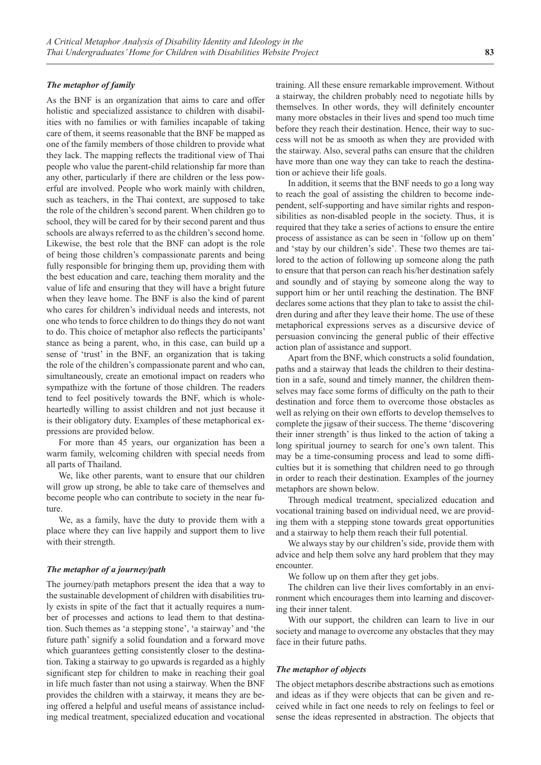### *The metaphor of family*

As the BNF is an organization that aims to care and offer holistic and specialized assistance to children with disabilities with no families or with families incapable of taking care of them, it seems reasonable that the BNF be mapped as one of the family members of those children to provide what they lack. The mapping reflects the traditional view of Thai people who value the parent-child relationship far more than any other, particularly if there are children or the less powerful are involved. People who work mainly with children, such as teachers, in the Thai context, are supposed to take the role of the children's second parent. When children go to school, they will be cared for by their second parent and thus schools are always referred to as the children's second home. Likewise, the best role that the BNF can adopt is the role of being those children's compassionate parents and being fully responsible for bringing them up, providing them with the best education and care, teaching them morality and the value of life and ensuring that they will have a bright future when they leave home. The BNF is also the kind of parent who cares for children's individual needs and interests, not one who tends to force children to do things they do not want to do. This choice of metaphor also reflects the participants' stance as being a parent, who, in this case, can build up a sense of 'trust' in the BNF, an organization that is taking the role of the children's compassionate parent and who can, simultaneously, create an emotional impact on readers who sympathize with the fortune of those children. The readers tend to feel positively towards the BNF, which is wholeheartedly willing to assist children and not just because it is their obligatory duty. Examples of these metaphorical expressions are provided below.

For more than 45 years, our organization has been a warm family, welcoming children with special needs from all parts of Thailand.

We, like other parents, want to ensure that our children will grow up strong, be able to take care of themselves and become people who can contribute to society in the near future.

We, as a family, have the duty to provide them with a place where they can live happily and support them to live with their strength.

### *The metaphor of a journey/path*

The journey/path metaphors present the idea that a way to the sustainable development of children with disabilities truly exists in spite of the fact that it actually requires a number of processes and actions to lead them to that destination. Such themes as 'a stepping stone', 'a stairway' and 'the future path' signify a solid foundation and a forward move which guarantees getting consistently closer to the destination. Taking a stairway to go upwards is regarded as a highly significant step for children to make in reaching their goal in life much faster than not using a stairway. When the BNF provides the children with a stairway, it means they are being offered a helpful and useful means of assistance including medical treatment, specialized education and vocational training. All these ensure remarkable improvement. Without a stairway, the children probably need to negotiate hills by themselves. In other words, they will definitely encounter many more obstacles in their lives and spend too much time before they reach their destination. Hence, their way to success will not be as smooth as when they are provided with the stairway. Also, several paths can ensure that the children have more than one way they can take to reach the destination or achieve their life goals.

In addition, it seems that the BNF needs to go a long way to reach the goal of assisting the children to become independent, self-supporting and have similar rights and responsibilities as non-disabled people in the society. Thus, it is required that they take a series of actions to ensure the entire process of assistance as can be seen in 'follow up on them' and 'stay by our children's side'. These two themes are tailored to the action of following up someone along the path to ensure that that person can reach his/her destination safely and soundly and of staying by someone along the way to support him or her until reaching the destination. The BNF declares some actions that they plan to take to assist the children during and after they leave their home. The use of these metaphorical expressions serves as a discursive device of persuasion convincing the general public of their effective action plan of assistance and support.

Apart from the BNF, which constructs a solid foundation, paths and a stairway that leads the children to their destination in a safe, sound and timely manner, the children themselves may face some forms of difficulty on the path to their destination and force them to overcome those obstacles as well as relying on their own efforts to develop themselves to complete the jigsaw of their success. The theme 'discovering their inner strength' is thus linked to the action of taking a long spiritual journey to search for one's own talent. This may be a time-consuming process and lead to some difficulties but it is something that children need to go through in order to reach their destination. Examples of the journey metaphors are shown below.

Through medical treatment, specialized education and vocational training based on individual need, we are providing them with a stepping stone towards great opportunities and a stairway to help them reach their full potential.

We always stay by our children's side, provide them with advice and help them solve any hard problem that they may encounter.

We follow up on them after they get jobs.

The children can live their lives comfortably in an environment which encourages them into learning and discovering their inner talent.

With our support, the children can learn to live in our society and manage to overcome any obstacles that they may face in their future paths.

### *The metaphor of objects*

The object metaphors describe abstractions such as emotions and ideas as if they were objects that can be given and received while in fact one needs to rely on feelings to feel or sense the ideas represented in abstraction. The objects that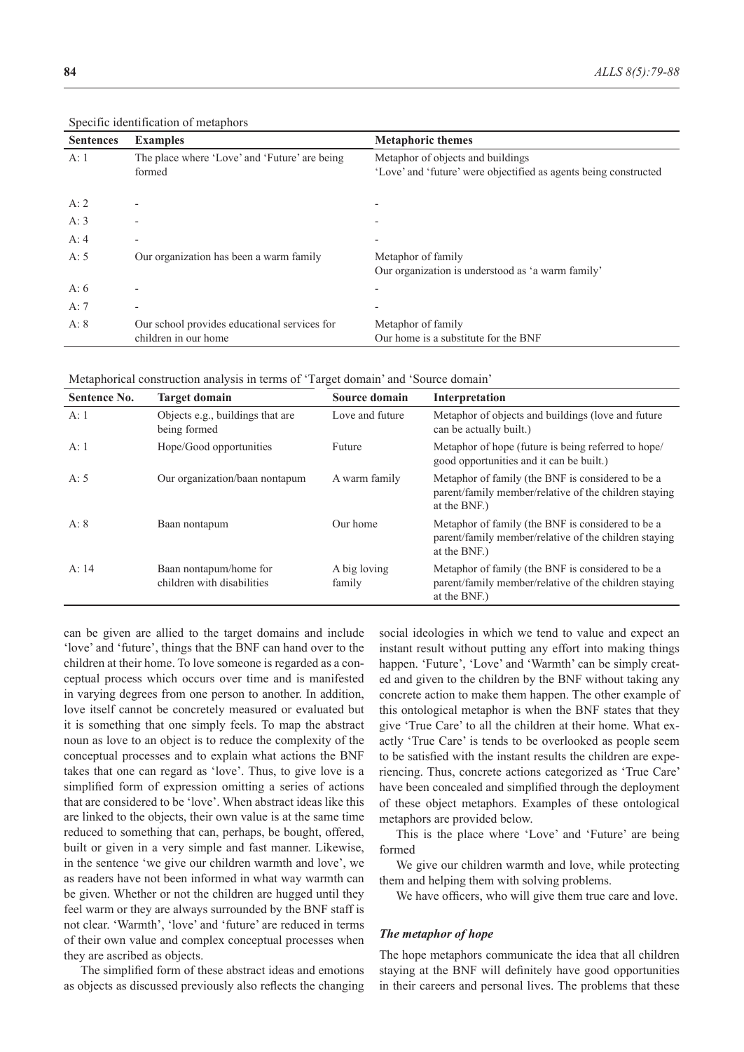Specific identification of metaphors

| Sentences | Examples | Metaphoric themes |
|---|---|---|
| A: 1 | The place where 'Love' and 'Future' are being formed | Metaphor of objects and buildings<br>'Love' and 'future' were objectified as agents being constructed |
| A: 2 | - | - |
| A: 3 | - | - |
| A: 4 | - | - |
| A: 5 | Our organization has been a warm family | Metaphor of family<br>Our organization is understood as 'a warm family' |
| A: 6 | - | - |
| A: 7 | - | - |
| A: 8 | Our school provides educational services for children in our home | Metaphor of family<br>Our home is a substitute for the BNF |

Metaphorical construction analysis in terms of 'Target domain' and 'Source domain'

| Sentence No. | Target domain | Source domain | Interpretation |
|---|---|---|---|
| A: 1 | Objects e.g., buildings that are being formed | Love and future | Metaphor of objects and buildings (love and future can be actually built.) |
| A: 1 | Hope/Good opportunities | Future | Metaphor of hope (future is being referred to hope/ good opportunities and it can be built.) |
| A: 5 | Our organization/baan nontapum | A warm family | Metaphor of family (the BNF is considered to be a parent/family member/relative of the children staying at the BNF.) |
| A: 8 | Baan nontapum | Our home | Metaphor of family (the BNF is considered to be a parent/family member/relative of the children staying at the BNF.) |
| A: 14 | Baan nontapum/home for children with disabilities | A big loving family | Metaphor of family (the BNF is considered to be a parent/family member/relative of the children staying at the BNF.) |

can be given are allied to the target domains and include 'love' and 'future', things that the BNF can hand over to the children at their home. To love someone is regarded as a conceptual process which occurs over time and is manifested in varying degrees from one person to another. In addition, love itself cannot be concretely measured or evaluated but it is something that one simply feels. To map the abstract noun as love to an object is to reduce the complexity of the conceptual processes and to explain what actions the BNF takes that one can regard as 'love'. Thus, to give love is a simplified form of expression omitting a series of actions that are considered to be 'love'. When abstract ideas like this are linked to the objects, their own value is at the same time reduced to something that can, perhaps, be bought, offered, built or given in a very simple and fast manner. Likewise, in the sentence 'we give our children warmth and love', we as readers have not been informed in what way warmth can be given. Whether or not the children are hugged until they feel warm or they are always surrounded by the BNF staff is not clear. 'Warmth', 'love' and 'future' are reduced in terms of their own value and complex conceptual processes when they are ascribed as objects.

The simplified form of these abstract ideas and emotions as objects as discussed previously also reflects the changing social ideologies in which we tend to value and expect an instant result without putting any effort into making things happen. 'Future', 'Love' and 'Warmth' can be simply created and given to the children by the BNF without taking any concrete action to make them happen. The other example of this ontological metaphor is when the BNF states that they give 'True Care' to all the children at their home. What exactly 'True Care' is tends to be overlooked as people seem to be satisfied with the instant results the children are experiencing. Thus, concrete actions categorized as 'True Care' have been concealed and simplified through the deployment of these object metaphors. Examples of these ontological metaphors are provided below.

This is the place where 'Love' and 'Future' are being formed

We give our children warmth and love, while protecting them and helping them with solving problems.

We have officers, who will give them true care and love.

### *The metaphor of hope*

The hope metaphors communicate the idea that all children staying at the BNF will definitely have good opportunities in their careers and personal lives. The problems that these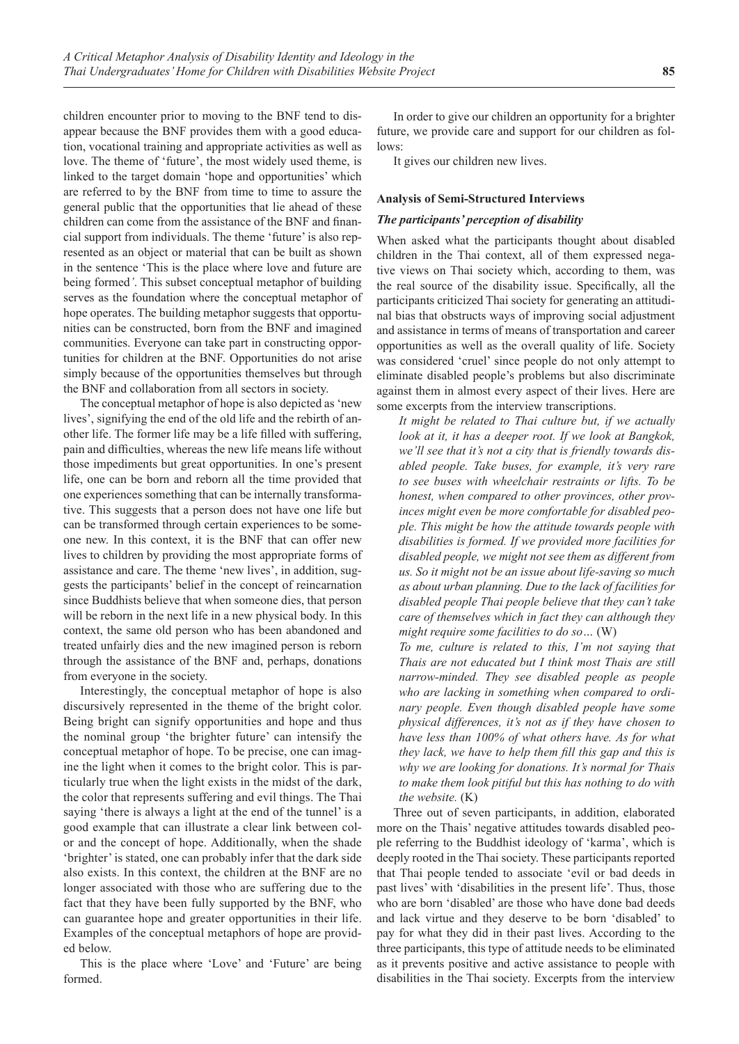children encounter prior to moving to the BNF tend to disappear because the BNF provides them with a good education, vocational training and appropriate activities as well as love. The theme of 'future', the most widely used theme, is linked to the target domain 'hope and opportunities' which are referred to by the BNF from time to time to assure the general public that the opportunities that lie ahead of these children can come from the assistance of the BNF and financial support from individuals. The theme 'future' is also represented as an object or material that can be built as shown in the sentence 'This is the place where love and future are being formed*'*. This subset conceptual metaphor of building serves as the foundation where the conceptual metaphor of hope operates. The building metaphor suggests that opportunities can be constructed, born from the BNF and imagined communities. Everyone can take part in constructing opportunities for children at the BNF. Opportunities do not arise simply because of the opportunities themselves but through the BNF and collaboration from all sectors in society.

The conceptual metaphor of hope is also depicted as 'new lives', signifying the end of the old life and the rebirth of another life. The former life may be a life filled with suffering, pain and difficulties, whereas the new life means life without those impediments but great opportunities. In one's present life, one can be born and reborn all the time provided that one experiences something that can be internally transformative. This suggests that a person does not have one life but can be transformed through certain experiences to be someone new. In this context, it is the BNF that can offer new lives to children by providing the most appropriate forms of assistance and care. The theme 'new lives', in addition, suggests the participants' belief in the concept of reincarnation since Buddhists believe that when someone dies, that person will be reborn in the next life in a new physical body. In this context, the same old person who has been abandoned and treated unfairly dies and the new imagined person is reborn through the assistance of the BNF and, perhaps, donations from everyone in the society.

Interestingly, the conceptual metaphor of hope is also discursively represented in the theme of the bright color. Being bright can signify opportunities and hope and thus the nominal group 'the brighter future' can intensify the conceptual metaphor of hope. To be precise, one can imagine the light when it comes to the bright color. This is particularly true when the light exists in the midst of the dark, the color that represents suffering and evil things. The Thai saying 'there is always a light at the end of the tunnel' is a good example that can illustrate a clear link between color and the concept of hope. Additionally, when the shade 'brighter' is stated, one can probably infer that the dark side also exists. In this context, the children at the BNF are no longer associated with those who are suffering due to the fact that they have been fully supported by the BNF, who can guarantee hope and greater opportunities in their life. Examples of the conceptual metaphors of hope are provided below.

This is the place where 'Love' and 'Future' are being formed.

In order to give our children an opportunity for a brighter future, we provide care and support for our children as follows:

It gives our children new lives.

### Analysis of Semi-Structured Interviews

#### *The participants' perception of disability*

When asked what the participants thought about disabled children in the Thai context, all of them expressed negative views on Thai society which, according to them, was the real source of the disability issue. Specifically, all the participants criticized Thai society for generating an attitudinal bias that obstructs ways of improving social adjustment and assistance in terms of means of transportation and career opportunities as well as the overall quality of life. Society was considered 'cruel' since people do not only attempt to eliminate disabled people's problems but also discriminate against them in almost every aspect of their lives. Here are some excerpts from the interview transcriptions.

> *It might be related to Thai culture but, if we actually look at it, it has a deeper root. If we look at Bangkok, we'll see that it's not a city that is friendly towards disabled people. Take buses, for example, it's very rare to see buses with wheelchair restraints or lifts. To be honest, when compared to other provinces, other provinces might even be more comfortable for disabled people. This might be how the attitude towards people with disabilities is formed. If we provided more facilities for disabled people, we might not see them as different from us. So it might not be an issue about life-saving so much as about urban planning. Due to the lack of facilities for disabled people Thai people believe that they can't take care of themselves which in fact they can although they might require some facilities to do so…* (W)

> *To me, culture is related to this, I'm not saying that Thais are not educated but I think most Thais are still narrow-minded. They see disabled people as people who are lacking in something when compared to ordinary people. Even though disabled people have some physical differences, it's not as if they have chosen to have less than 100% of what others have. As for what they lack, we have to help them fill this gap and this is why we are looking for donations. It's normal for Thais to make them look pitiful but this has nothing to do with the website.* (K)

Three out of seven participants, in addition, elaborated more on the Thais' negative attitudes towards disabled people referring to the Buddhist ideology of 'karma', which is deeply rooted in the Thai society. These participants reported that Thai people tended to associate 'evil or bad deeds in past lives' with 'disabilities in the present life'. Thus, those who are born 'disabled' are those who have done bad deeds and lack virtue and they deserve to be born 'disabled' to pay for what they did in their past lives. According to the three participants, this type of attitude needs to be eliminated as it prevents positive and active assistance to people with disabilities in the Thai society. Excerpts from the interview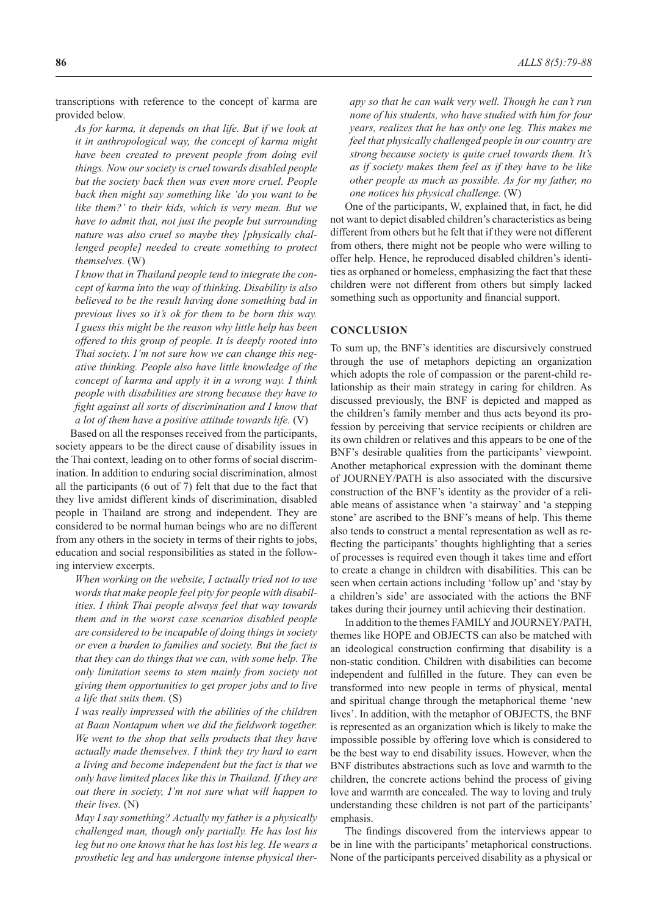transcriptions with reference to the concept of karma are provided below.

> *As for karma, it depends on that life. But if we look at it in anthropological way, the concept of karma might have been created to prevent people from doing evil things. Now our society is cruel towards disabled people but the society back then was even more cruel. People back then might say something like 'do you want to be like them?' to their kids, which is very mean. But we have to admit that, not just the people but surrounding nature was also cruel so maybe they [physically challenged people] needed to create something to protect themselves.* (W)

> *I know that in Thailand people tend to integrate the concept of karma into the way of thinking. Disability is also believed to be the result having done something bad in previous lives so it's ok for them to be born this way. I guess this might be the reason why little help has been offered to this group of people. It is deeply rooted into Thai society. I'm not sure how we can change this negative thinking. People also have little knowledge of the concept of karma and apply it in a wrong way. I think people with disabilities are strong because they have to fight against all sorts of discrimination and I know that a lot of them have a positive attitude towards life.* (V)

Based on all the responses received from the participants, society appears to be the direct cause of disability issues in the Thai context, leading on to other forms of social discrimination. In addition to enduring social discrimination, almost all the participants (6 out of 7) felt that due to the fact that they live amidst different kinds of discrimination, disabled people in Thailand are strong and independent. They are considered to be normal human beings who are no different from any others in the society in terms of their rights to jobs, education and social responsibilities as stated in the following interview excerpts.

> *When working on the website, I actually tried not to use words that make people feel pity for people with disabilities. I think Thai people always feel that way towards them and in the worst case scenarios disabled people are considered to be incapable of doing things in society or even a burden to families and society. But the fact is that they can do things that we can, with some help. The only limitation seems to stem mainly from society not giving them opportunities to get proper jobs and to live a life that suits them.* (S)

> *I was really impressed with the abilities of the children at Baan Nontapum when we did the fieldwork together. We went to the shop that sells products that they have actually made themselves. I think they try hard to earn a living and become independent but the fact is that we only have limited places like this in Thailand. If they are out there in society, I'm not sure what will happen to their lives.* (N)

> *May I say something? Actually my father is a physically challenged man, though only partially. He has lost his leg but no one knows that he has lost his leg. He wears a prosthetic leg and has undergone intense physical therapy so that he can walk very well. Though he can't run none of his students, who have studied with him for four years, realizes that he has only one leg. This makes me feel that physically challenged people in our country are strong because society is quite cruel towards them. It's as if society makes them feel as if they have to be like other people as much as possible. As for my father, no one notices his physical challenge.* (W)

One of the participants, W, explained that, in fact, he did not want to depict disabled children's characteristics as being different from others but he felt that if they were not different from others, there might not be people who were willing to offer help. Hence, he reproduced disabled children's identities as orphaned or homeless, emphasizing the fact that these children were not different from others but simply lacked something such as opportunity and financial support.

## CONCLUSION

To sum up, the BNF's identities are discursively construed through the use of metaphors depicting an organization which adopts the role of compassion or the parent-child relationship as their main strategy in caring for children. As discussed previously, the BNF is depicted and mapped as the children's family member and thus acts beyond its profession by perceiving that service recipients or children are its own children or relatives and this appears to be one of the BNF's desirable qualities from the participants' viewpoint. Another metaphorical expression with the dominant theme of JOURNEY/PATH is also associated with the discursive construction of the BNF's identity as the provider of a reliable means of assistance when 'a stairway' and 'a stepping stone' are ascribed to the BNF's means of help. This theme also tends to construct a mental representation as well as reflecting the participants' thoughts highlighting that a series of processes is required even though it takes time and effort to create a change in children with disabilities. This can be seen when certain actions including 'follow up' and 'stay by a children's side' are associated with the actions the BNF takes during their journey until achieving their destination.

In addition to the themes FAMILY and JOURNEY/PATH, themes like HOPE and OBJECTS can also be matched with an ideological construction confirming that disability is a non-static condition. Children with disabilities can become independent and fulfilled in the future. They can even be transformed into new people in terms of physical, mental and spiritual change through the metaphorical theme 'new lives'. In addition, with the metaphor of OBJECTS, the BNF is represented as an organization which is likely to make the impossible possible by offering love which is considered to be the best way to end disability issues. However, when the BNF distributes abstractions such as love and warmth to the children, the concrete actions behind the process of giving love and warmth are concealed. The way to loving and truly understanding these children is not part of the participants' emphasis.

The findings discovered from the interviews appear to be in line with the participants' metaphorical constructions. None of the participants perceived disability as a physical or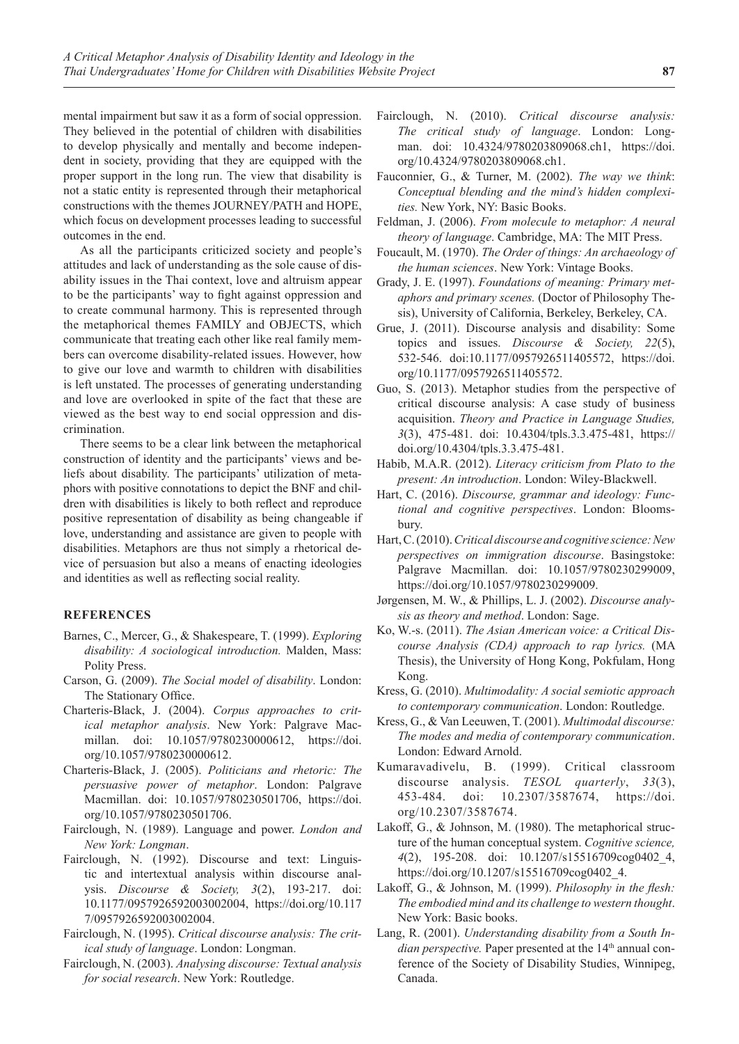mental impairment but saw it as a form of social oppression. They believed in the potential of children with disabilities to develop physically and mentally and become independent in society, providing that they are equipped with the proper support in the long run. The view that disability is not a static entity is represented through their metaphorical constructions with the themes JOURNEY/PATH and HOPE, which focus on development processes leading to successful outcomes in the end.

As all the participants criticized society and people's attitudes and lack of understanding as the sole cause of disability issues in the Thai context, love and altruism appear to be the participants' way to fight against oppression and to create communal harmony. This is represented through the metaphorical themes FAMILY and OBJECTS, which communicate that treating each other like real family members can overcome disability-related issues. However, how to give our love and warmth to children with disabilities is left unstated. The processes of generating understanding and love are overlooked in spite of the fact that these are viewed as the best way to end social oppression and discrimination.

There seems to be a clear link between the metaphorical construction of identity and the participants' views and beliefs about disability. The participants' utilization of metaphors with positive connotations to depict the BNF and children with disabilities is likely to both reflect and reproduce positive representation of disability as being changeable if love, understanding and assistance are given to people with disabilities. Metaphors are thus not simply a rhetorical device of persuasion but also a means of enacting ideologies and identities as well as reflecting social reality.

## REFERENCES

Barnes, C., Mercer, G., & Shakespeare, T. (1999). *Exploring disability: A sociological introduction.* Malden, Mass: Polity Press.

Carson, G. (2009). *The Social model of disability*. London: The Stationary Office.

Charteris-Black, J. (2004). *Corpus approaches to critical metaphor analysis*. New York: Palgrave Macmillan. doi: 10.1057/9780230000612, https://doi.org/10.1057/9780230000612.

Charteris-Black, J. (2005). *Politicians and rhetoric: The persuasive power of metaphor*. London: Palgrave Macmillan. doi: 10.1057/9780230501706, https://doi.org/10.1057/9780230501706.

Fairclough, N. (1989). Language and power. *London and New York: Longman*.

Fairclough, N. (1992). Discourse and text: Linguistic and intertextual analysis within discourse analysis. *Discourse & Society, 3*(2), 193-217. doi: 10.1177/0957926592003002004, https://doi.org/10.1177/0957926592003002004.

Fairclough, N. (1995). *Critical discourse analysis: The critical study of language*. London: Longman.

Fairclough, N. (2003). *Analysing discourse: Textual analysis for social research*. New York: Routledge.

Fairclough, N. (2010). *Critical discourse analysis: The critical study of language*. London: Longman. doi: 10.4324/9780203809068.ch1, https://doi.org/10.4324/9780203809068.ch1.

Fauconnier, G., & Turner, M. (2002). *The way we think: Conceptual blending and the mind's hidden complexities.* New York, NY: Basic Books.

Feldman, J. (2006). *From molecule to metaphor: A neural theory of language*. Cambridge, MA: The MIT Press.

Foucault, M. (1970). *The Order of things: An archaeology of the human sciences*. New York: Vintage Books.

Grady, J. E. (1997). *Foundations of meaning: Primary metaphors and primary scenes.* (Doctor of Philosophy Thesis), University of California, Berkeley, Berkeley, CA.

Grue, J. (2011). Discourse analysis and disability: Some topics and issues. *Discourse & Society, 22*(5), 532-546. doi:10.1177/0957926511405572, https://doi.org/10.1177/0957926511405572.

Guo, S. (2013). Metaphor studies from the perspective of critical discourse analysis: A case study of business acquisition. *Theory and Practice in Language Studies, 3*(3), 475-481. doi: 10.4304/tpls.3.3.475-481, https://doi.org/10.4304/tpls.3.3.475-481.

Habib, M.A.R. (2012). *Literacy criticism from Plato to the present: An introduction*. London: Wiley-Blackwell.

Hart, C. (2016). *Discourse, grammar and ideology: Functional and cognitive perspectives*. London: Bloomsbury.

Hart, C. (2010). *Critical discourse and cognitive science: New perspectives on immigration discourse*. Basingstoke: Palgrave Macmillan. doi: 10.1057/9780230299009, https://doi.org/10.1057/9780230299009.

Jørgensen, M. W., & Phillips, L. J. (2002). *Discourse analysis as theory and method*. London: Sage.

Ko, W.-s. (2011). *The Asian American voice: a Critical Discourse Analysis (CDA) approach to rap lyrics.* (MA Thesis), the University of Hong Kong, Pokfulam, Hong Kong.

Kress, G. (2010). *Multimodality: A social semiotic approach to contemporary communication*. London: Routledge.

Kress, G., & Van Leeuwen, T. (2001). *Multimodal discourse: The modes and media of contemporary communication*. London: Edward Arnold.

Kumaravadivelu, B. (1999). Critical classroom discourse analysis. *TESOL quarterly*, *33*(3), 453-484. doi: 10.2307/3587674, https://doi.org/10.2307/3587674.

Lakoff, G., & Johnson, M. (1980). The metaphorical structure of the human conceptual system. *Cognitive science, 4*(2), 195-208. doi: 10.1207/s15516709cog0402_4, https://doi.org/10.1207/s15516709cog0402_4.

Lakoff, G., & Johnson, M. (1999). *Philosophy in the flesh: The embodied mind and its challenge to western thought*. New York: Basic books.

Lang, R. (2001). *Understanding disability from a South Indian perspective.* Paper presented at the 14th annual conference of the Society of Disability Studies, Winnipeg, Canada.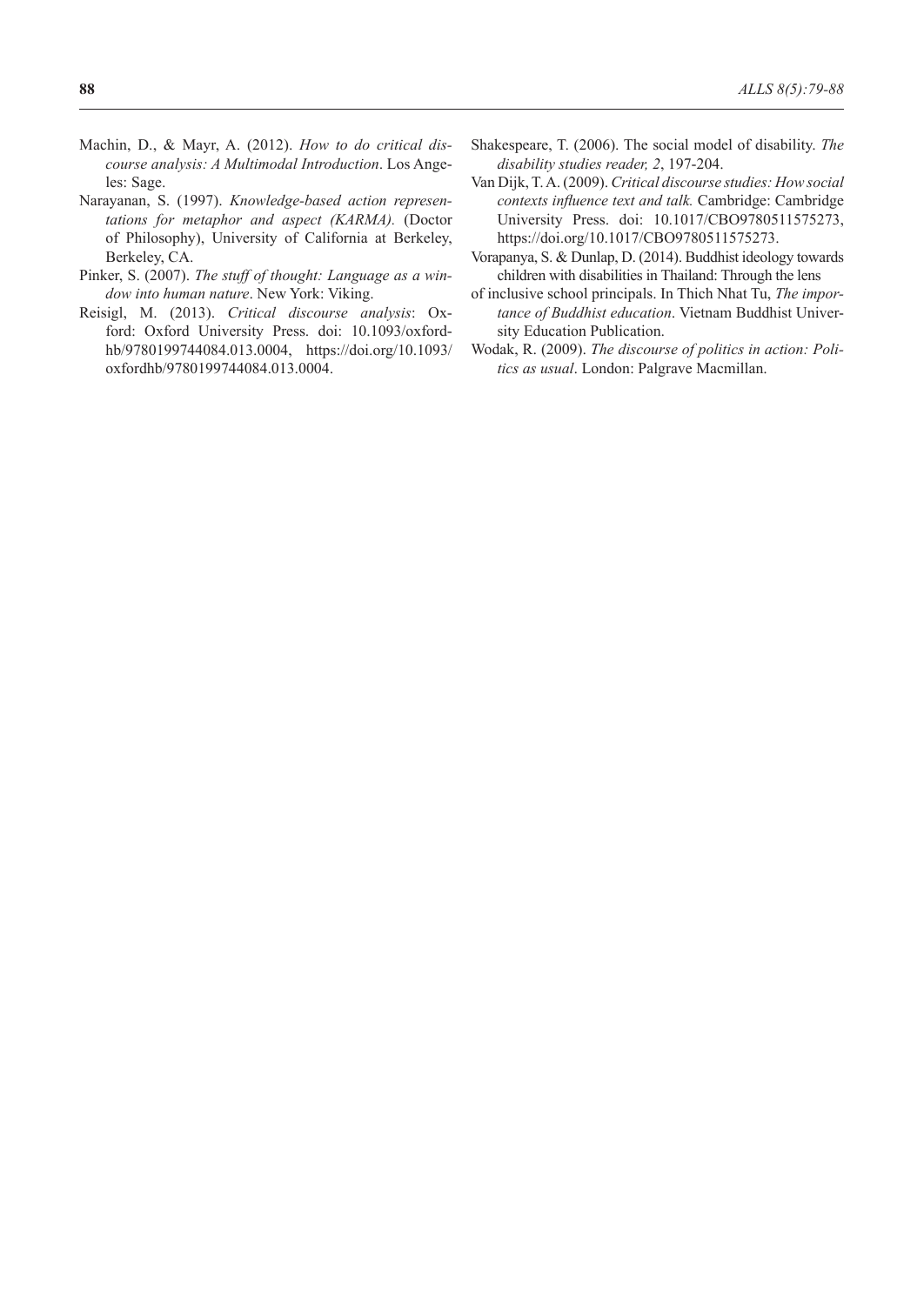Machin, D., & Mayr, A. (2012). *How to do critical discourse analysis: A Multimodal Introduction*. Los Angeles: Sage.

Narayanan, S. (1997). *Knowledge-based action representations for metaphor and aspect (KARMA).* (Doctor of Philosophy), University of California at Berkeley, Berkeley, CA.

Pinker, S. (2007). *The stuff of thought: Language as a window into human nature*. New York: Viking.

Reisigl, M. (2013). *Critical discourse analysis*: Oxford: Oxford University Press. doi: 10.1093/oxfordhb/9780199744084.013.0004, https://doi.org/10.1093/oxfordhb/9780199744084.013.0004.

Shakespeare, T. (2006). The social model of disability. *The disability studies reader, 2*, 197-204.

Van Dijk, T. A. (2009). *Critical discourse studies: How social contexts influence text and talk.* Cambridge: Cambridge University Press. doi: 10.1017/CBO9780511575273, https://doi.org/10.1017/CBO9780511575273.

Vorapanya, S. & Dunlap, D. (2014). Buddhist ideology towards children with disabilities in Thailand: Through the lens of inclusive school principals. In Thich Nhat Tu, *The importance of Buddhist education*. Vietnam Buddhist University Education Publication.

Wodak, R. (2009). *The discourse of politics in action: Politics as usual*. London: Palgrave Macmillan.